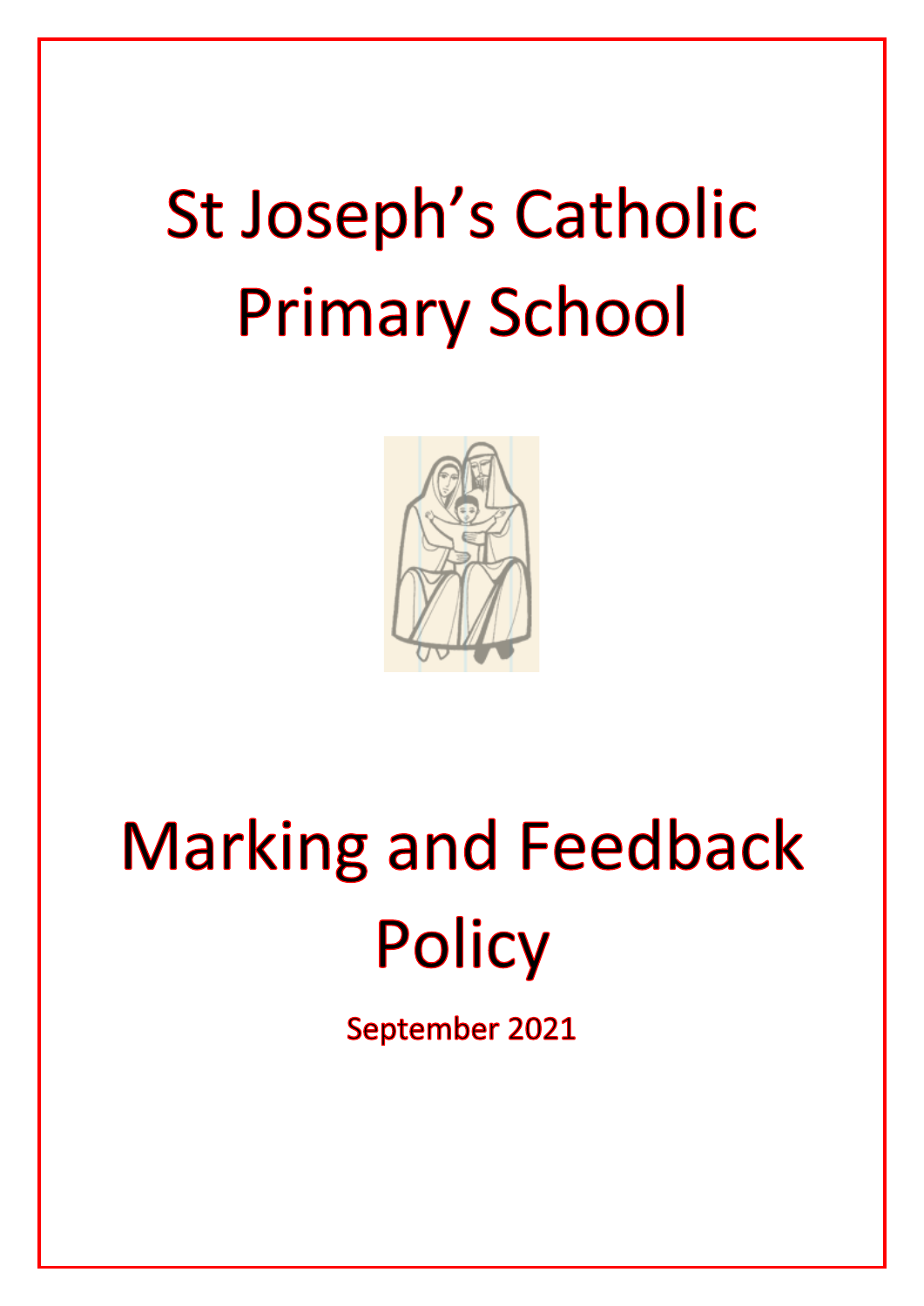# St Joseph's Catholic Primary School

# Marking and Feedback Policy

**September 2021**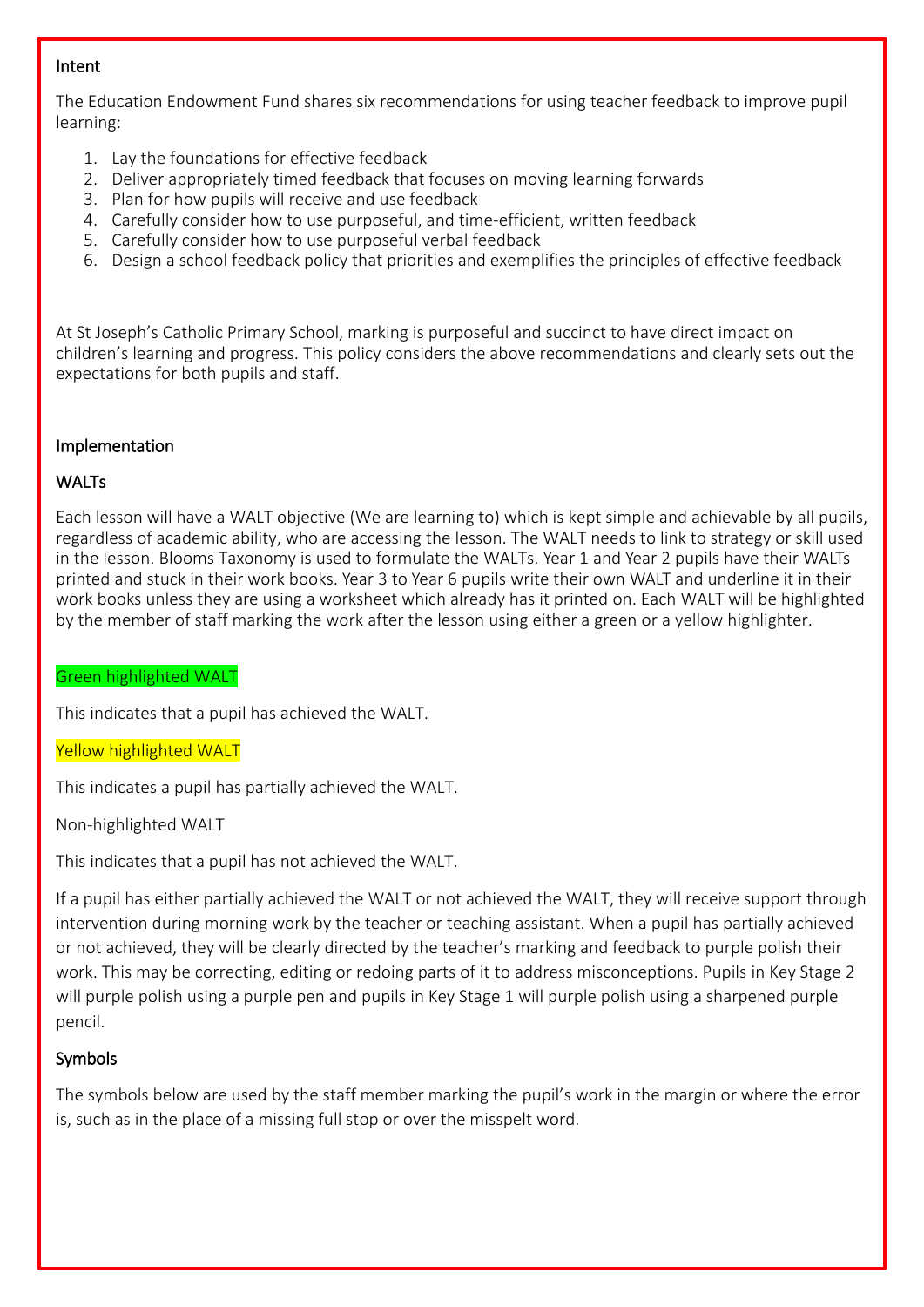## Intent

The Education Endowment Fund shares six recommendations for using teacher feedback to improve pupil learning:

1. Lay the foundations for effective feedback
2. Deliver appropriately timed feedback that focuses on moving learning forwards
3. Plan for how pupils will receive and use feedback
4. Carefully consider how to use purposeful, and time-efficient, written feedback
5. Carefully consider how to use purposeful verbal feedback
6. Design a school feedback policy that priorities and exemplifies the principles of effective feedback

At St Joseph's Catholic Primary School, marking is purposeful and succinct to have direct impact on children's learning and progress. This policy considers the above recommendations and clearly sets out the expectations for both pupils and staff.

## Implementation

### WALTs

Each lesson will have a WALT objective (We are learning to) which is kept simple and achievable by all pupils, regardless of academic ability, who are accessing the lesson. The WALT needs to link to strategy or skill used in the lesson. Blooms Taxonomy is used to formulate the WALTs. Year 1 and Year 2 pupils have their WALTs printed and stuck in their work books. Year 3 to Year 6 pupils write their own WALT and underline it in their work books unless they are using a worksheet which already has it printed on. Each WALT will be highlighted by the member of staff marking the work after the lesson using either a green or a yellow highlighter.

Green highlighted WALT

This indicates that a pupil has achieved the WALT.

Yellow highlighted WALT

This indicates a pupil has partially achieved the WALT.

Non-highlighted WALT

This indicates that a pupil has not achieved the WALT.

If a pupil has either partially achieved the WALT or not achieved the WALT, they will receive support through intervention during morning work by the teacher or teaching assistant. When a pupil has partially achieved or not achieved, they will be clearly directed by the teacher's marking and feedback to purple polish their work. This may be correcting, editing or redoing parts of it to address misconceptions. Pupils in Key Stage 2 will purple polish using a purple pen and pupils in Key Stage 1 will purple polish using a sharpened purple pencil.

### Symbols

The symbols below are used by the staff member marking the pupil's work in the margin or where the error is, such as in the place of a missing full stop or over the misspelt word.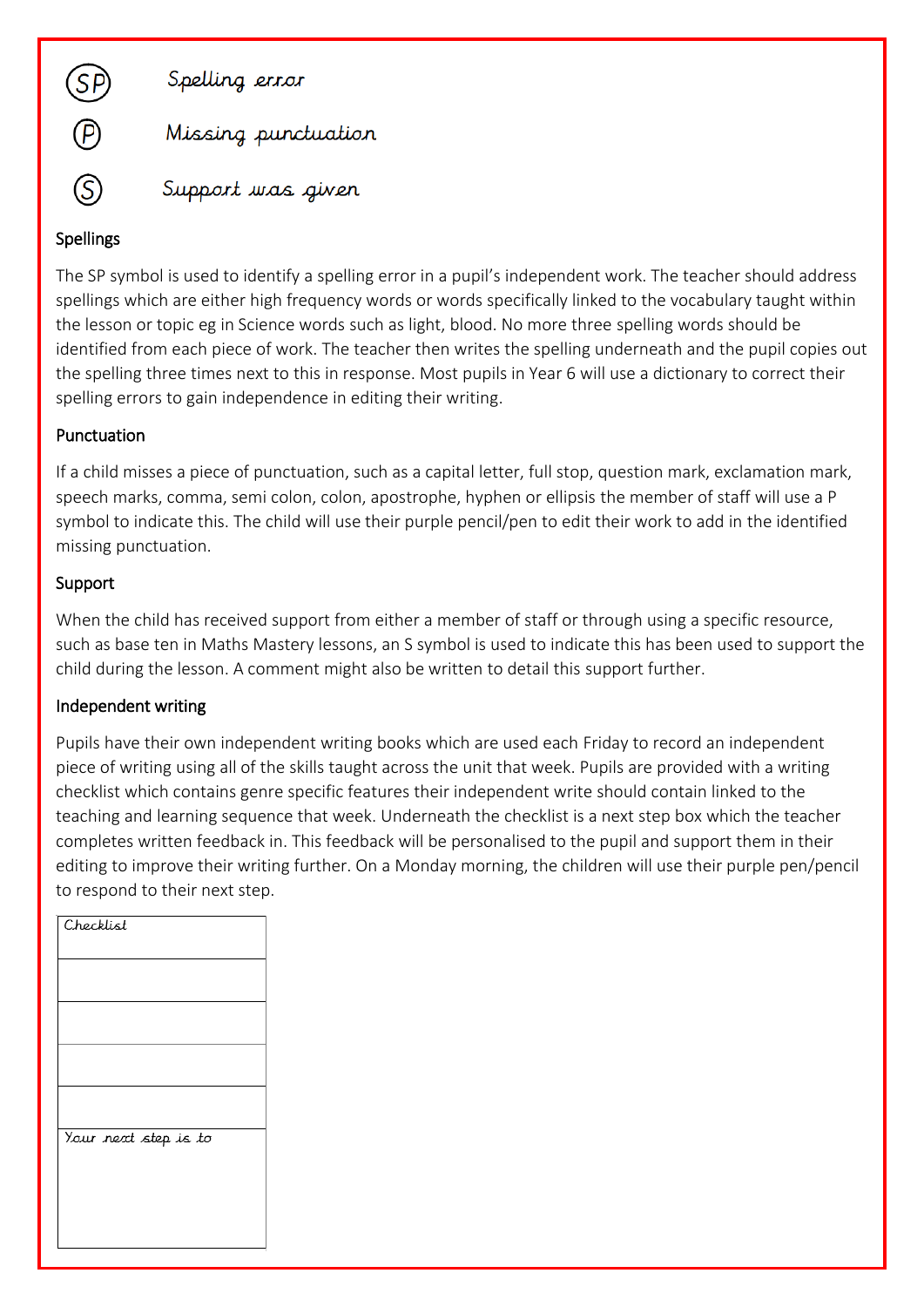| Symbol | Meaning |
|---|---|
| (SP) | Spelling error |
| (P) | Missing punctuation |
| (S) | Support was given |

## Spellings

The SP symbol is used to identify a spelling error in a pupil's independent work. The teacher should address spellings which are either high frequency words or words specifically linked to the vocabulary taught within the lesson or topic eg in Science words such as light, blood. No more three spelling words should be identified from each piece of work. The teacher then writes the spelling underneath and the pupil copies out the spelling three times next to this in response. Most pupils in Year 6 will use a dictionary to correct their spelling errors to gain independence in editing their writing.

## Punctuation

If a child misses a piece of punctuation, such as a capital letter, full stop, question mark, exclamation mark, speech marks, comma, semi colon, colon, apostrophe, hyphen or ellipsis the member of staff will use a P symbol to indicate this. The child will use their purple pencil/pen to edit their work to add in the identified missing punctuation.

## Support

When the child has received support from either a member of staff or through using a specific resource, such as base ten in Maths Mastery lessons, an S symbol is used to indicate this has been used to support the child during the lesson. A comment might also be written to detail this support further.

## Independent writing

Pupils have their own independent writing books which are used each Friday to record an independent piece of writing using all of the skills taught across the unit that week. Pupils are provided with a writing checklist which contains genre specific features their independent write should contain linked to the teaching and learning sequence that week. Underneath the checklist is a next step box which the teacher completes written feedback in. This feedback will be personalised to the pupil and support them in their editing to improve their writing further. On a Monday morning, the children will use their purple pen/pencil to respond to their next step.

| Checklist |
|---|
| |
| |
| |
| |
| Your next step is to |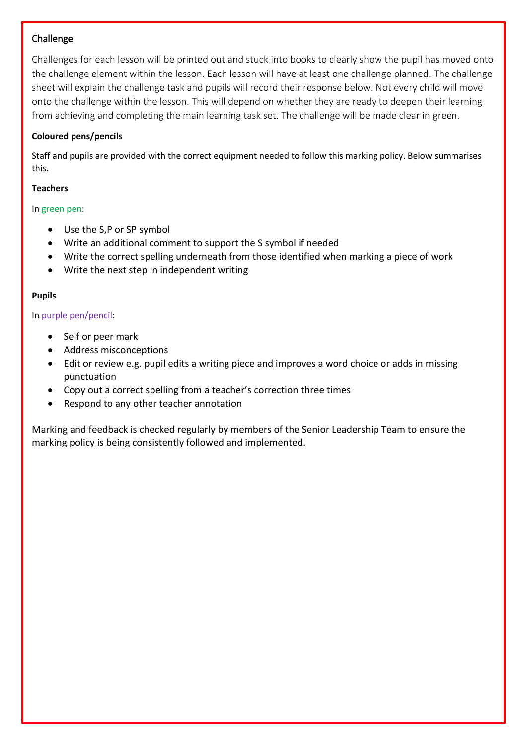## Challenge

Challenges for each lesson will be printed out and stuck into books to clearly show the pupil has moved onto the challenge element within the lesson. Each lesson will have at least one challenge planned. The challenge sheet will explain the challenge task and pupils will record their response below. Not every child will move onto the challenge within the lesson. This will depend on whether they are ready to deepen their learning from achieving and completing the main learning task set. The challenge will be made clear in green.

**Coloured pens/pencils**

Staff and pupils are provided with the correct equipment needed to follow this marking policy. Below summarises this.

**Teachers**

In green pen:

- Use the S,P or SP symbol
- Write an additional comment to support the S symbol if needed
- Write the correct spelling underneath from those identified when marking a piece of work
- Write the next step in independent writing

**Pupils**

In purple pen/pencil:

- Self or peer mark
- Address misconceptions
- Edit or review e.g. pupil edits a writing piece and improves a word choice or adds in missing punctuation
- Copy out a correct spelling from a teacher's correction three times
- Respond to any other teacher annotation

Marking and feedback is checked regularly by members of the Senior Leadership Team to ensure the marking policy is being consistently followed and implemented.